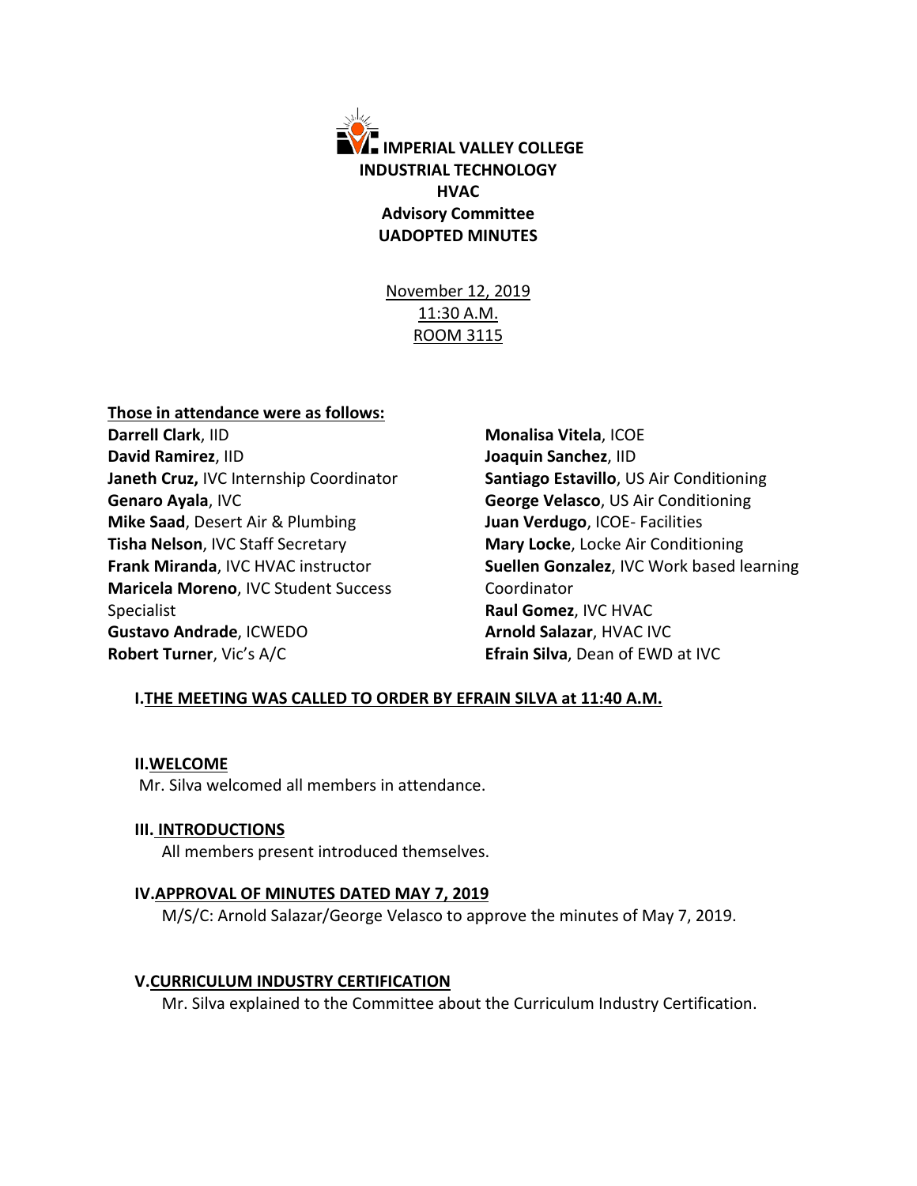**IMPERIAL VALLEY COLLEGE**
**INDUSTRIAL TECHNOLOGY**
**HVAC**
**Advisory Committee**
**UADOPTED MINUTES**

November 12, 2019
11:30 A.M.
ROOM 3115

**Those in attendance were as follows:**

**Darrell Clark**, IID
**David Ramirez**, IID
**Janeth Cruz,** IVC Internship Coordinator
**Genaro Ayala**, IVC
**Mike Saad**, Desert Air & Plumbing
**Tisha Nelson**, IVC Staff Secretary
**Frank Miranda**, IVC HVAC instructor
**Maricela Moreno**, IVC Student Success Specialist
**Gustavo Andrade**, ICWEDO
**Robert Turner**, Vic's A/C
**Monalisa Vitela**, ICOE
**Joaquin Sanchez**, IID
**Santiago Estavillo**, US Air Conditioning
**George Velasco**, US Air Conditioning
**Juan Verdugo**, ICOE- Facilities
**Mary Locke**, Locke Air Conditioning
**Suellen Gonzalez**, IVC Work based learning Coordinator
**Raul Gomez**, IVC HVAC
**Arnold Salazar**, HVAC IVC
**Efrain Silva**, Dean of EWD at IVC

## I. THE MEETING WAS CALLED TO ORDER BY EFRAIN SILVA at 11:40 A.M.

## II. WELCOME

Mr. Silva welcomed all members in attendance.

## III. INTRODUCTIONS

All members present introduced themselves.

## IV. APPROVAL OF MINUTES DATED MAY 7, 2019

M/S/C: Arnold Salazar/George Velasco to approve the minutes of May 7, 2019.

## V. CURRICULUM INDUSTRY CERTIFICATION

Mr. Silva explained to the Committee about the Curriculum Industry Certification.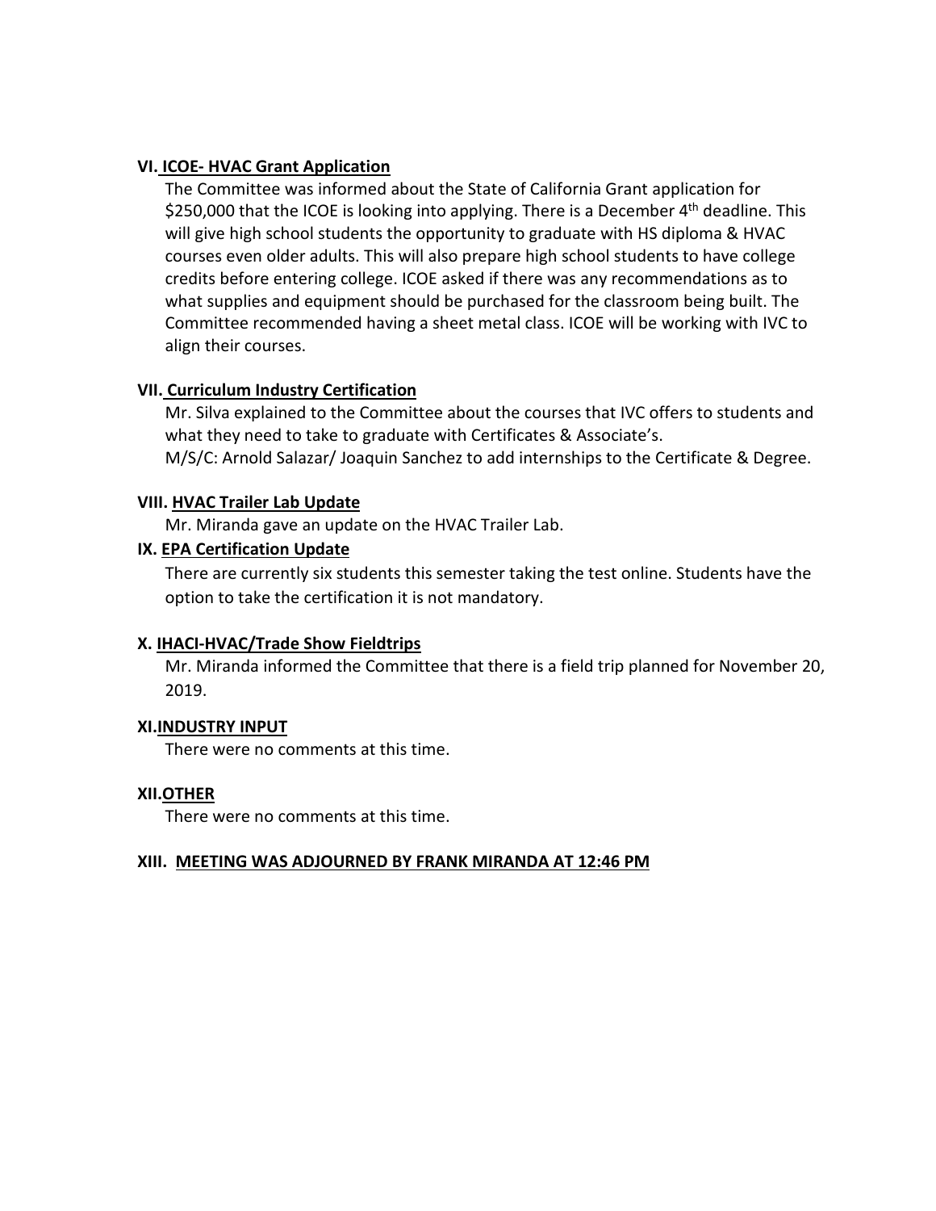### VI. ICOE- HVAC Grant Application

The Committee was informed about the State of California Grant application for $250,000 that the ICOE is looking into applying. There is a December 4th deadline. This will give high school students the opportunity to graduate with HS diploma & HVAC courses even older adults. This will also prepare high school students to have college credits before entering college. ICOE asked if there was any recommendations as to what supplies and equipment should be purchased for the classroom being built. The Committee recommended having a sheet metal class. ICOE will be working with IVC to align their courses.

### VII. Curriculum Industry Certification

Mr. Silva explained to the Committee about the courses that IVC offers to students and what they need to take to graduate with Certificates & Associate's.

M/S/C: Arnold Salazar/ Joaquin Sanchez to add internships to the Certificate & Degree.

### VIII. HVAC Trailer Lab Update

Mr. Miranda gave an update on the HVAC Trailer Lab.

### IX. EPA Certification Update

There are currently six students this semester taking the test online. Students have the option to take the certification it is not mandatory.

### X. IHACI-HVAC/Trade Show Fieldtrips

Mr. Miranda informed the Committee that there is a field trip planned for November 20, 2019.

### XI. INDUSTRY INPUT

There were no comments at this time.

### XII. OTHER

There were no comments at this time.

### XIII. MEETING WAS ADJOURNED BY FRANK MIRANDA AT 12:46 PM